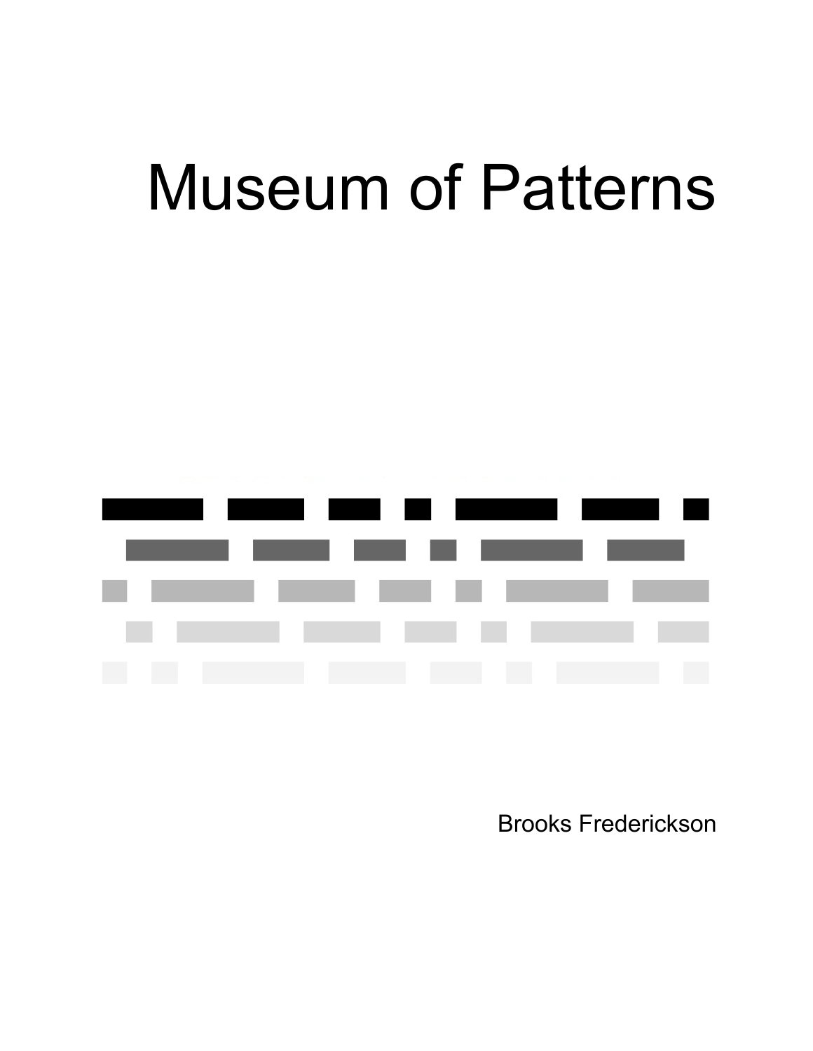# Museum of Patterns

Brooks Frederickson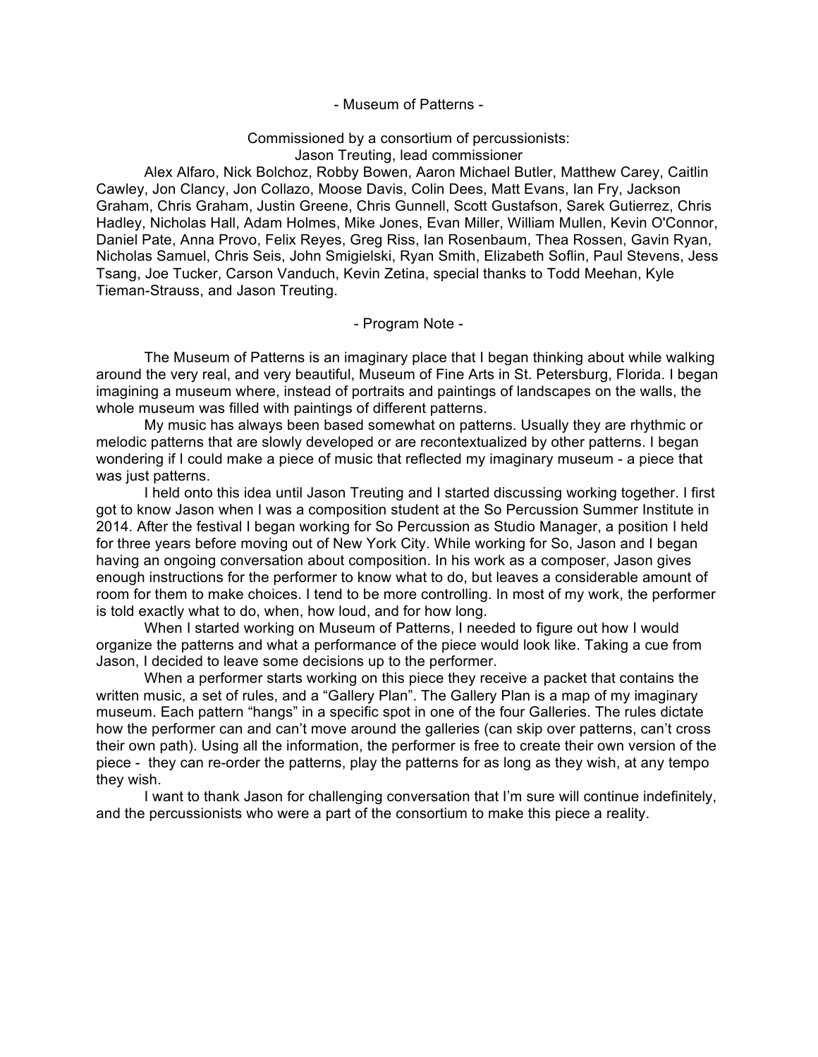## - Museum of Patterns -

Commissioned by a consortium of percussionists:
Jason Treuting, lead commissioner

Alex Alfaro, Nick Bolchoz, Robby Bowen, Aaron Michael Butler, Matthew Carey, Caitlin Cawley, Jon Clancy, Jon Collazo, Moose Davis, Colin Dees, Matt Evans, Ian Fry, Jackson Graham, Chris Graham, Justin Greene, Chris Gunnell, Scott Gustafson, Sarek Gutierrez, Chris Hadley, Nicholas Hall, Adam Holmes, Mike Jones, Evan Miller, William Mullen, Kevin O'Connor, Daniel Pate, Anna Provo, Felix Reyes, Greg Riss, Ian Rosenbaum, Thea Rossen, Gavin Ryan, Nicholas Samuel, Chris Seis, John Smigielski, Ryan Smith, Elizabeth Soflin, Paul Stevens, Jess Tsang, Joe Tucker, Carson Vanduch, Kevin Zetina, special thanks to Todd Meehan, Kyle Tieman-Strauss, and Jason Treuting.

## - Program Note -

The Museum of Patterns is an imaginary place that I began thinking about while walking around the very real, and very beautiful, Museum of Fine Arts in St. Petersburg, Florida. I began imagining a museum where, instead of portraits and paintings of landscapes on the walls, the whole museum was filled with paintings of different patterns.

My music has always been based somewhat on patterns. Usually they are rhythmic or melodic patterns that are slowly developed or are recontextualized by other patterns. I began wondering if I could make a piece of music that reflected my imaginary museum - a piece that was just patterns.

I held onto this idea until Jason Treuting and I started discussing working together. I first got to know Jason when I was a composition student at the So Percussion Summer Institute in 2014. After the festival I began working for So Percussion as Studio Manager, a position I held for three years before moving out of New York City. While working for So, Jason and I began having an ongoing conversation about composition. In his work as a composer, Jason gives enough instructions for the performer to know what to do, but leaves a considerable amount of room for them to make choices. I tend to be more controlling. In most of my work, the performer is told exactly what to do, when, how loud, and for how long.

When I started working on Museum of Patterns, I needed to figure out how I would organize the patterns and what a performance of the piece would look like. Taking a cue from Jason, I decided to leave some decisions up to the performer.

When a performer starts working on this piece they receive a packet that contains the written music, a set of rules, and a "Gallery Plan". The Gallery Plan is a map of my imaginary museum. Each pattern "hangs" in a specific spot in one of the four Galleries. The rules dictate how the performer can and can't move around the galleries (can skip over patterns, can't cross their own path). Using all the information, the performer is free to create their own version of the piece - they can re-order the patterns, play the patterns for as long as they wish, at any tempo they wish.

I want to thank Jason for challenging conversation that I'm sure will continue indefinitely, and the percussionists who were a part of the consortium to make this piece a reality.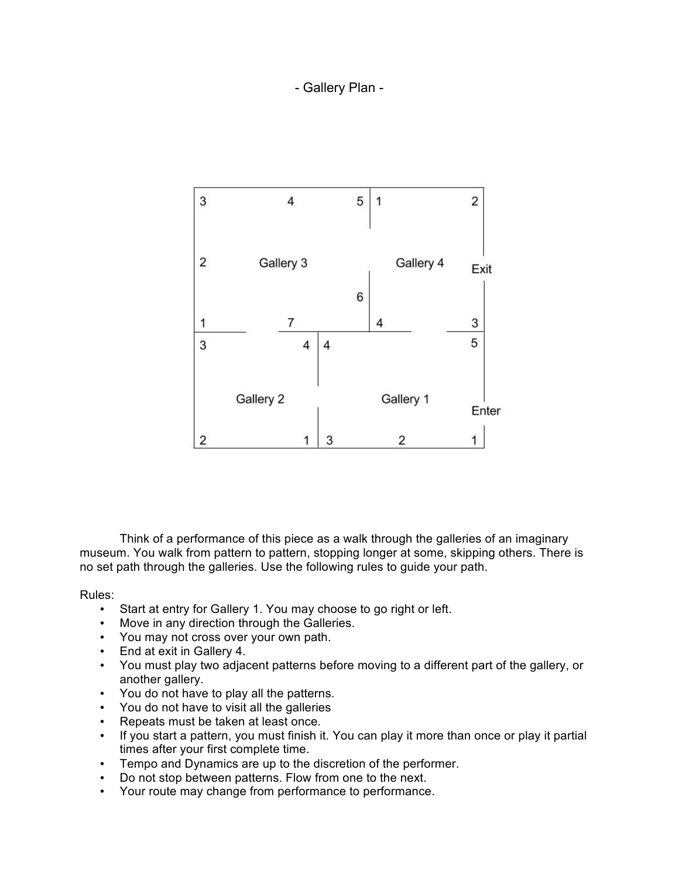- Gallery Plan -

3
4
5
1
2
Gallery 3
Gallery 4
Exit
6
1
7
4
3
3
4
4
5
Gallery 2
Gallery 1
Enter
2
1
3
2
1

Think of a performance of this piece as a walk through the galleries of an imaginary museum. You walk from pattern to pattern, stopping longer at some, skipping others. There is no set path through the galleries. Use the following rules to guide your path.

Rules:

- Start at entry for Gallery 1. You may choose to go right or left.
- Move in any direction through the Galleries.
- You may not cross over your own path.
- End at exit in Gallery 4.
- You must play two adjacent patterns before moving to a different part of the gallery, or another gallery.
- You do not have to play all the patterns.
- You do not have to visit all the galleries
- Repeats must be taken at least once.
- If you start a pattern, you must finish it. You can play it more than once or play it partial times after your first complete time.
- Tempo and Dynamics are up to the discretion of the performer.
- Do not stop between patterns. Flow from one to the next.
- Your route may change from performance to performance.